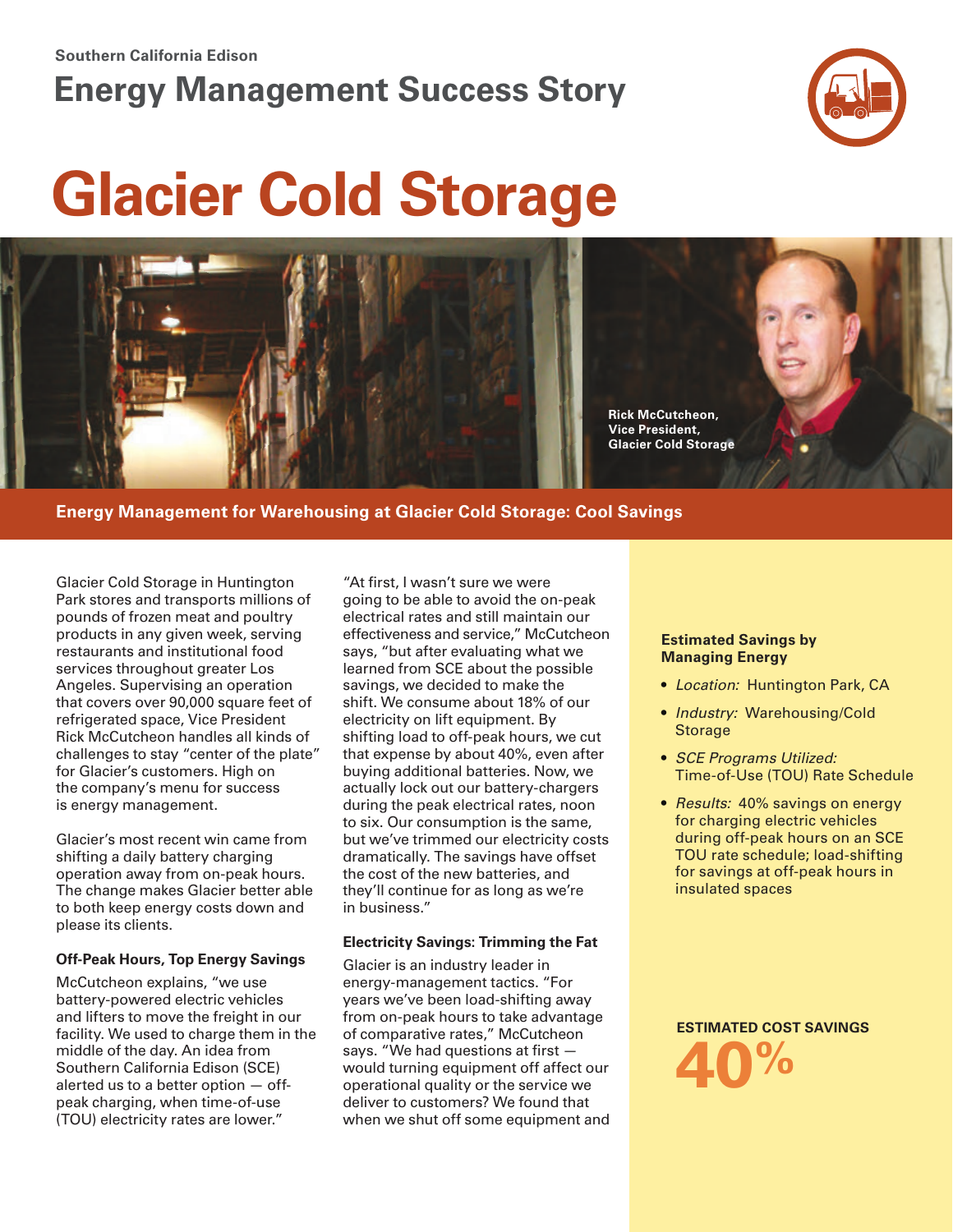Southern California Edison

## Energy Management Success Story

# Glacier Cold Storage

Rick McCutcheon, Vice President, Glacier Cold Storage

**Energy Management for Warehousing at Glacier Cold Storage: Cool Savings**

Glacier Cold Storage in Huntington Park stores and transports millions of pounds of frozen meat and poultry products in any given week, serving restaurants and institutional food services throughout greater Los Angeles. Supervising an operation that covers over 90,000 square feet of refrigerated space, Vice President Rick McCutcheon handles all kinds of challenges to stay "center of the plate" for Glacier's customers. High on the company's menu for success is energy management.

Glacier's most recent win came from shifting a daily battery charging operation away from on-peak hours. The change makes Glacier better able to both keep energy costs down and please its clients.

### Off-Peak Hours, Top Energy Savings

McCutcheon explains, "we use battery-powered electric vehicles and lifters to move the freight in our facility. We used to charge them in the middle of the day. An idea from Southern California Edison (SCE) alerted us to a better option — off-peak charging, when time-of-use (TOU) electricity rates are lower."

"At first, I wasn't sure we were going to be able to avoid the on-peak electrical rates and still maintain our effectiveness and service," McCutcheon says, "but after evaluating what we learned from SCE about the possible savings, we decided to make the shift. We consume about 18% of our electricity on lift equipment. By shifting load to off-peak hours, we cut that expense by about 40%, even after buying additional batteries. Now, we actually lock out our battery-chargers during the peak electrical rates, noon to six. Our consumption is the same, but we've trimmed our electricity costs dramatically. The savings have offset the cost of the new batteries, and they'll continue for as long as we're in business."

### Electricity Savings: Trimming the Fat

Glacier is an industry leader in energy-management tactics. "For years we've been load-shifting away from on-peak hours to take advantage of comparative rates," McCutcheon says. "We had questions at first — would turning equipment off affect our operational quality or the service we deliver to customers? We found that when we shut off some equipment and

**Estimated Savings by Managing Energy**

- *Location:* Huntington Park, CA
- *Industry:* Warehousing/Cold Storage
- *SCE Programs Utilized:* Time-of-Use (TOU) Rate Schedule
- *Results:* 40% savings on energy for charging electric vehicles during off-peak hours on an SCE TOU rate schedule; load-shifting for savings at off-peak hours in insulated spaces

**ESTIMATED COST SAVINGS**

**40%**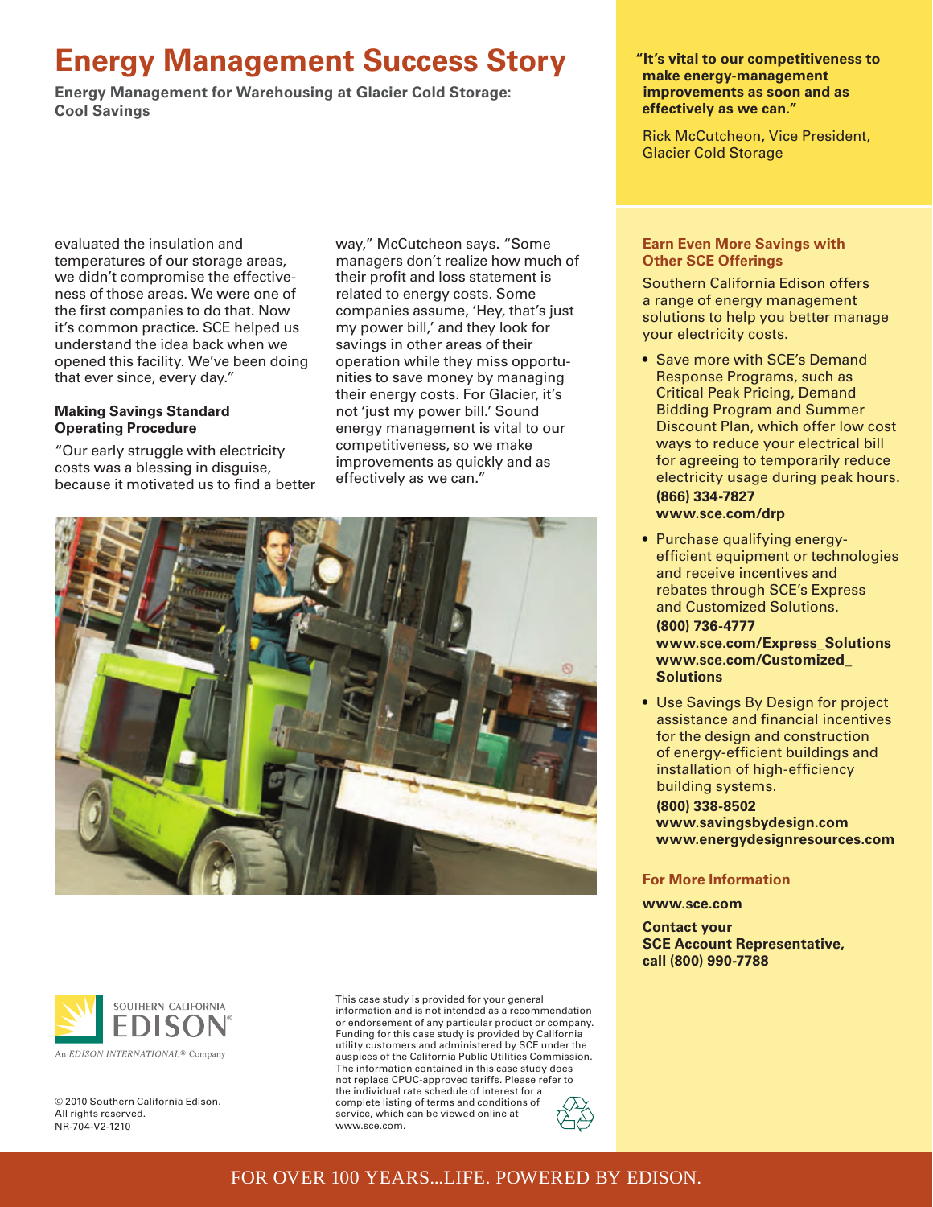# Energy Management Success Story

**Energy Management for Warehousing at Glacier Cold Storage: Cool Savings**

evaluated the insulation and temperatures of our storage areas, we didn't compromise the effectiveness of those areas. We were one of the first companies to do that. Now it's common practice. SCE helped us understand the idea back when we opened this facility. We've been doing that ever since, every day."

### Making Savings Standard Operating Procedure

"Our early struggle with electricity costs was a blessing in disguise, because it motivated us to find a better way," McCutcheon says. "Some managers don't realize how much of their profit and loss statement is related to energy costs. Some companies assume, 'Hey, that's just my power bill,' and they look for savings in other areas of their operation while they miss opportunities to save money by managing their energy costs. For Glacier, it's not 'just my power bill.' Sound energy management is vital to our competitiveness, so we make improvements as quickly and as effectively as we can."

**"It's vital to our competitiveness to make energy-management improvements as soon and as effectively as we can."**

Rick McCutcheon, Vice President, Glacier Cold Storage

### Earn Even More Savings with Other SCE Offerings

Southern California Edison offers a range of energy management solutions to help you better manage your electricity costs.

- Save more with SCE's Demand Response Programs, such as Critical Peak Pricing, Demand Bidding Program and Summer Discount Plan, which offer low cost ways to reduce your electrical bill for agreeing to temporarily reduce electricity usage during peak hours.
  **(866) 334-7827**
  **www.sce.com/drp**
- Purchase qualifying energy-efficient equipment or technologies and receive incentives and rebates through SCE's Express and Customized Solutions.
  **(800) 736-4777**
  **www.sce.com/Express_Solutions**
  **www.sce.com/Customized_Solutions**
- Use Savings By Design for project assistance and financial incentives for the design and construction of energy-efficient buildings and installation of high-efficiency building systems.
  **(800) 338-8502**
  **www.savingsbydesign.com**
  **www.energydesignresources.com**

### For More Information

**www.sce.com**

**Contact your SCE Account Representative, call (800) 990-7788**

SOUTHERN CALIFORNIA EDISON
An EDISON INTERNATIONAL® Company

© 2010 Southern California Edison.
All rights reserved.
NR-704-V2-1210

This case study is provided for your general information and is not intended as a recommendation or endorsement of any particular product or company. Funding for this case study is provided by California utility customers and administered by SCE under the auspices of the California Public Utilities Commission. The information contained in this case study does not replace CPUC-approved tariffs. Please refer to the individual rate schedule of interest for a complete listing of terms and conditions of service, which can be viewed online at www.sce.com.

FOR OVER 100 YEARS...LIFE. POWERED BY EDISON.